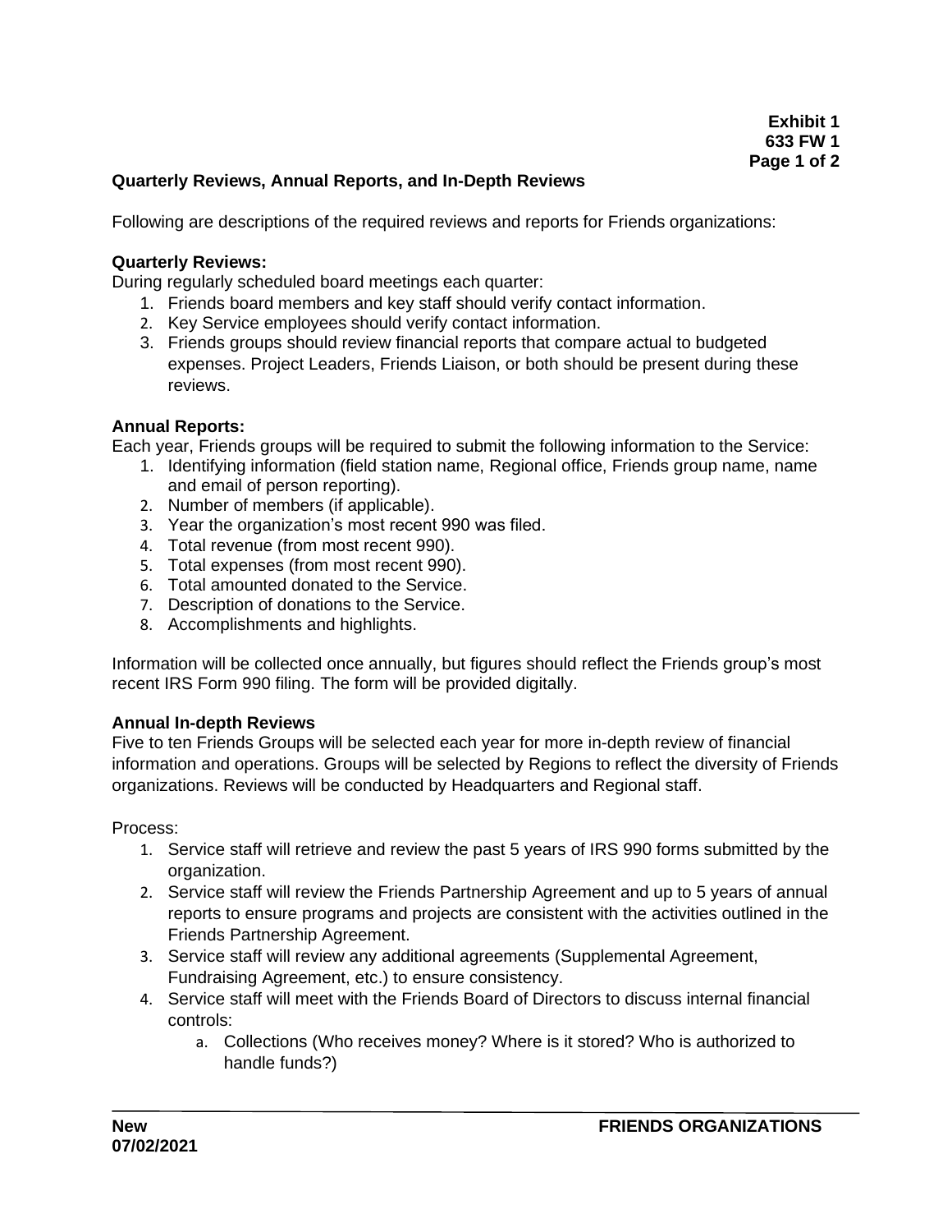**Exhibit 1**
**633 FW 1**

## Quarterly Reviews, Annual Reports, and In-Depth Reviews

Following are descriptions of the required reviews and reports for Friends organizations:

### Quarterly Reviews:

During regularly scheduled board meetings each quarter:

1. Friends board members and key staff should verify contact information.
2. Key Service employees should verify contact information.
3. Friends groups should review financial reports that compare actual to budgeted expenses. Project Leaders, Friends Liaison, or both should be present during these reviews.

### Annual Reports:

Each year, Friends groups will be required to submit the following information to the Service:

1. Identifying information (field station name, Regional office, Friends group name, name and email of person reporting).
2. Number of members (if applicable).
3. Year the organization's most recent 990 was filed.
4. Total revenue (from most recent 990).
5. Total expenses (from most recent 990).
6. Total amounted donated to the Service.
7. Description of donations to the Service.
8. Accomplishments and highlights.

Information will be collected once annually, but figures should reflect the Friends group's most recent IRS Form 990 filing. The form will be provided digitally.

### Annual In-depth Reviews

Five to ten Friends Groups will be selected each year for more in-depth review of financial information and operations. Groups will be selected by Regions to reflect the diversity of Friends organizations. Reviews will be conducted by Headquarters and Regional staff.

Process:

1. Service staff will retrieve and review the past 5 years of IRS 990 forms submitted by the organization.
2. Service staff will review the Friends Partnership Agreement and up to 5 years of annual reports to ensure programs and projects are consistent with the activities outlined in the Friends Partnership Agreement.
3. Service staff will review any additional agreements (Supplemental Agreement, Fundraising Agreement, etc.) to ensure consistency.
4. Service staff will meet with the Friends Board of Directors to discuss internal financial controls:
    a. Collections (Who receives money? Where is it stored? Who is authorized to handle funds?)

**New**
**07/02/2021**

**FRIENDS ORGANIZATIONS**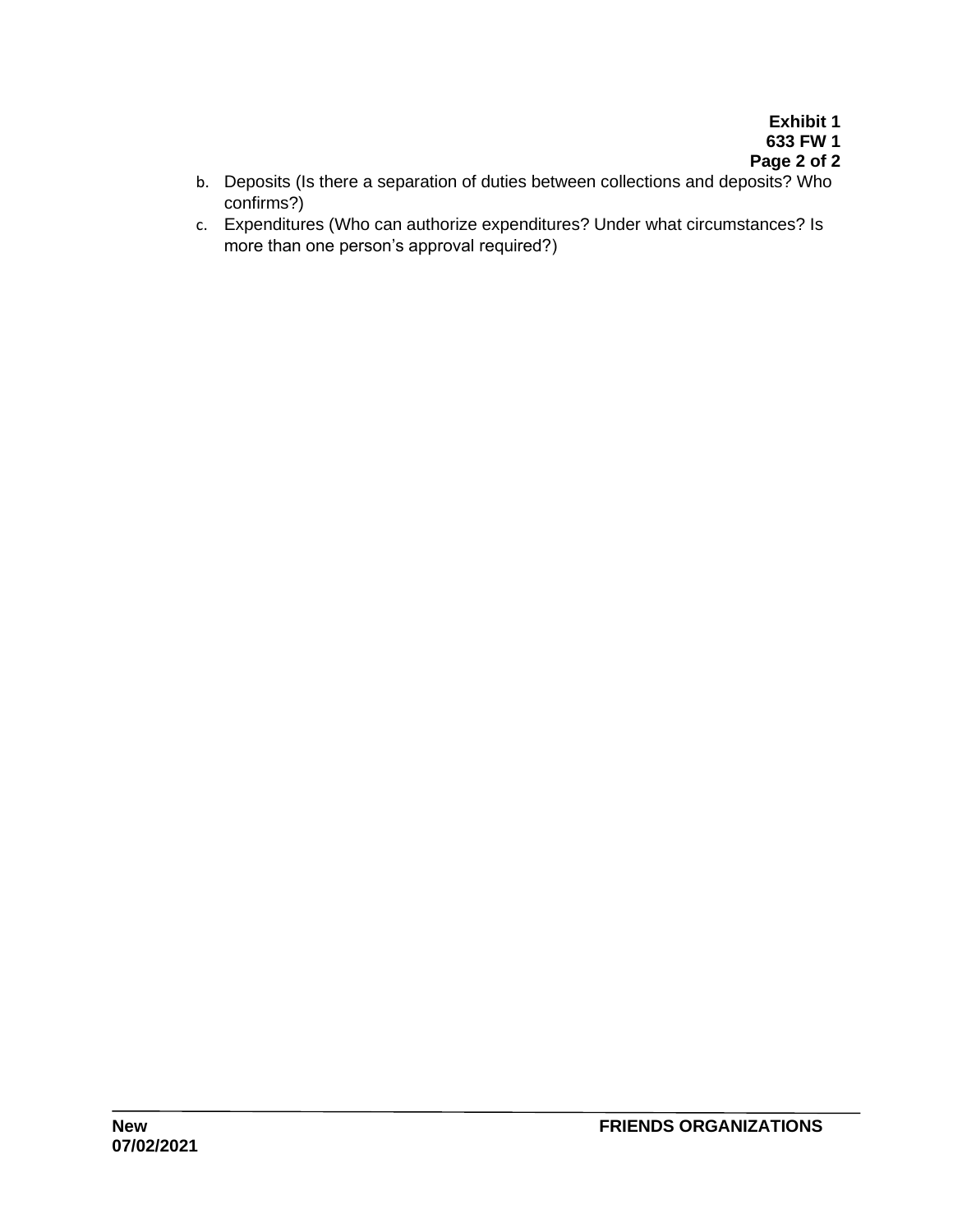b. Deposits (Is there a separation of duties between collections and deposits? Who confirms?)
c. Expenditures (Who can authorize expenditures? Under what circumstances? Is more than one person's approval required?)